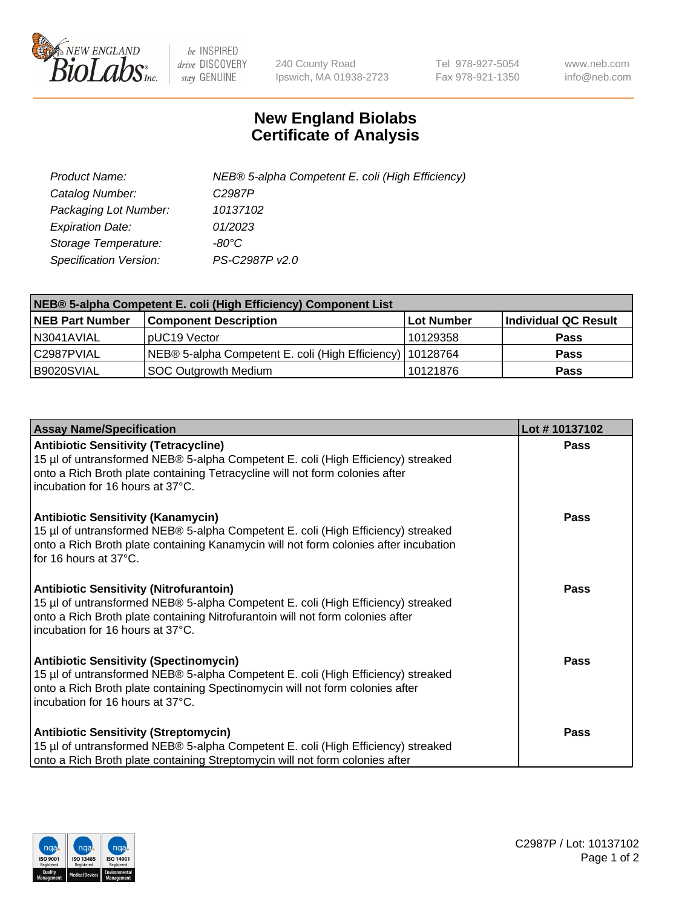# New England Biolabs
# Certificate of Analysis

| | |
|---|---|
| *Product Name:* | *NEB® 5-alpha Competent E. coli (High Efficiency)* |
| *Catalog Number:* | *C2987P* |
| *Packaging Lot Number:* | *10137102* |
| *Expiration Date:* | *01/2023* |
| *Storage Temperature:* | *-80°C* |
| *Specification Version:* | *PS-C2987P v2.0* |

| NEB® 5-alpha Competent E. coli (High Efficiency) Component List | | | |
|---|---|---|---|
| **NEB Part Number** | **Component Description** | **Lot Number** | **Individual QC Result** |
| N3041AVIAL | pUC19 Vector | 10129358 | **Pass** |
| C2987PVIAL | NEB® 5-alpha Competent E. coli (High Efficiency) | 10128764 | **Pass** |
| B9020SVIAL | SOC Outgrowth Medium | 10121876 | **Pass** |

| Assay Name/Specification | Lot # 10137102 |
|---|---|
| **Antibiotic Sensitivity (Tetracycline)**<br>15 µl of untransformed NEB® 5-alpha Competent E. coli (High Efficiency) streaked onto a Rich Broth plate containing Tetracycline will not form colonies after incubation for 16 hours at 37°C. | **Pass** |
| **Antibiotic Sensitivity (Kanamycin)**<br>15 µl of untransformed NEB® 5-alpha Competent E. coli (High Efficiency) streaked onto a Rich Broth plate containing Kanamycin will not form colonies after incubation for 16 hours at 37°C. | **Pass** |
| **Antibiotic Sensitivity (Nitrofurantoin)**<br>15 µl of untransformed NEB® 5-alpha Competent E. coli (High Efficiency) streaked onto a Rich Broth plate containing Nitrofurantoin will not form colonies after incubation for 16 hours at 37°C. | **Pass** |
| **Antibiotic Sensitivity (Spectinomycin)**<br>15 µl of untransformed NEB® 5-alpha Competent E. coli (High Efficiency) streaked onto a Rich Broth plate containing Spectinomycin will not form colonies after incubation for 16 hours at 37°C. | **Pass** |
| **Antibiotic Sensitivity (Streptomycin)**<br>15 µl of untransformed NEB® 5-alpha Competent E. coli (High Efficiency) streaked onto a Rich Broth plate containing Streptomycin will not form colonies after | **Pass** |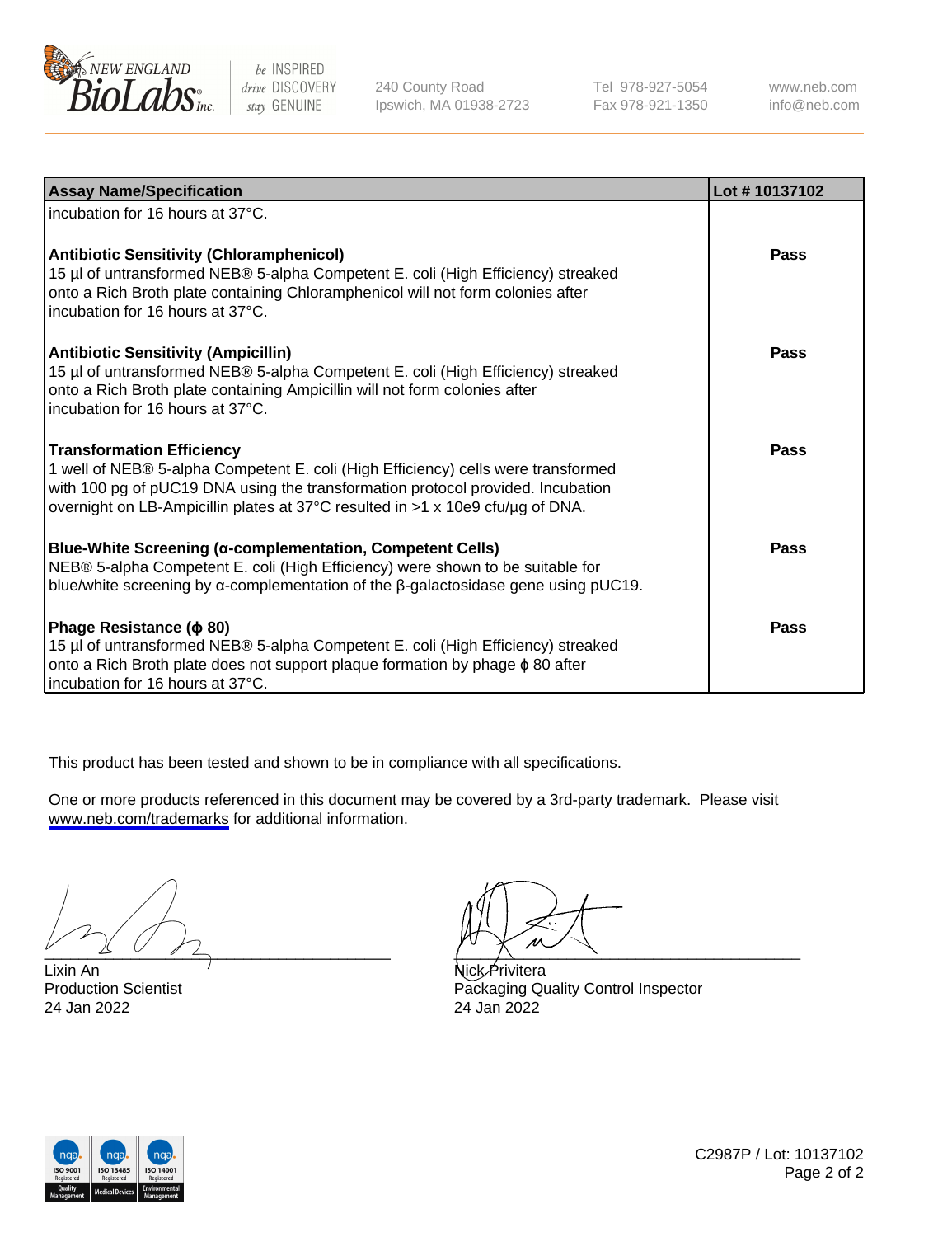| Assay Name/Specification | Lot # 10137102 |
| --- | --- |
| incubation for 16 hours at 37°C. | |
| **Antibiotic Sensitivity (Chloramphenicol)**<br>15 µl of untransformed NEB® 5-alpha Competent E. coli (High Efficiency) streaked onto a Rich Broth plate containing Chloramphenicol will not form colonies after incubation for 16 hours at 37°C. | Pass |
| **Antibiotic Sensitivity (Ampicillin)**<br>15 µl of untransformed NEB® 5-alpha Competent E. coli (High Efficiency) streaked onto a Rich Broth plate containing Ampicillin will not form colonies after incubation for 16 hours at 37°C. | Pass |
| **Transformation Efficiency**<br>1 well of NEB® 5-alpha Competent E. coli (High Efficiency) cells were transformed with 100 pg of pUC19 DNA using the transformation protocol provided. Incubation overnight on LB-Ampicillin plates at 37°C resulted in >1 x 10e9 cfu/µg of DNA. | Pass |
| **Blue-White Screening (α-complementation, Competent Cells)**<br>NEB® 5-alpha Competent E. coli (High Efficiency) were shown to be suitable for blue/white screening by α-complementation of the β-galactosidase gene using pUC19. | Pass |
| **Phage Resistance (ϕ 80)**<br>15 µl of untransformed NEB® 5-alpha Competent E. coli (High Efficiency) streaked onto a Rich Broth plate does not support plaque formation by phage ϕ 80 after incubation for 16 hours at 37°C. | Pass |

This product has been tested and shown to be in compliance with all specifications.

One or more products referenced in this document may be covered by a 3rd-party trademark. Please visit www.neb.com/trademarks for additional information.

Lixin An
Production Scientist
24 Jan 2022

Nick Privitera
Packaging Quality Control Inspector
24 Jan 2022

C2987P / Lot: 10137102